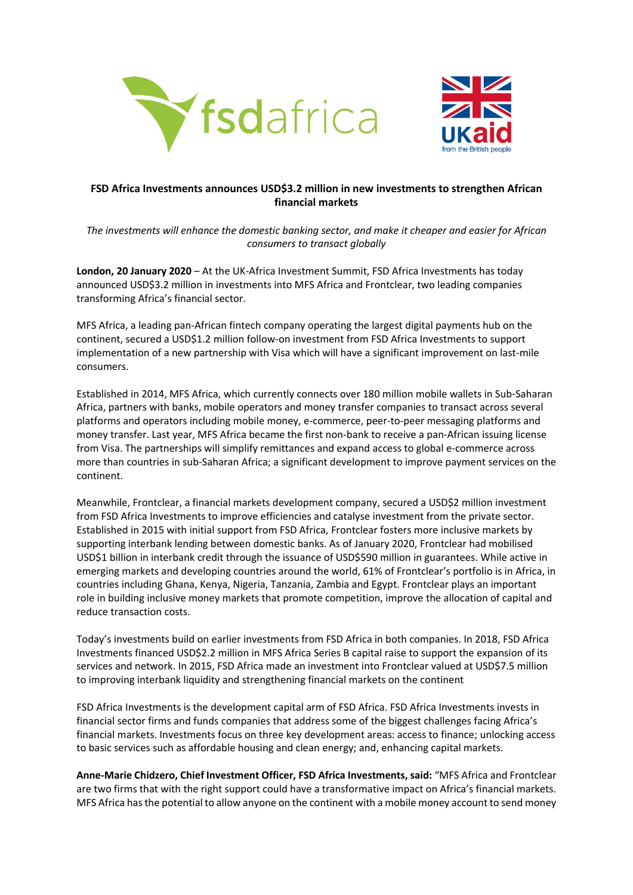**FSD Africa Investments announces USD$3.2 million in new investments to strengthen African financial markets**

*The investments will enhance the domestic banking sector, and make it cheaper and easier for African consumers to transact globally*

**London, 20 January 2020** – At the UK-Africa Investment Summit, FSD Africa Investments has today announced USD$3.2 million in investments into MFS Africa and Frontclear, two leading companies transforming Africa's financial sector.

MFS Africa, a leading pan-African fintech company operating the largest digital payments hub on the continent, secured a USD$1.2 million follow-on investment from FSD Africa Investments to support implementation of a new partnership with Visa which will have a significant improvement on last-mile consumers.

Established in 2014, MFS Africa, which currently connects over 180 million mobile wallets in Sub-Saharan Africa, partners with banks, mobile operators and money transfer companies to transact across several platforms and operators including mobile money, e-commerce, peer-to-peer messaging platforms and money transfer. Last year, MFS Africa became the first non-bank to receive a pan-African issuing license from Visa. The partnerships will simplify remittances and expand access to global e-commerce across more than countries in sub-Saharan Africa; a significant development to improve payment services on the continent.

Meanwhile, Frontclear, a financial markets development company, secured a USD$2 million investment from FSD Africa Investments to improve efficiencies and catalyse investment from the private sector. Established in 2015 with initial support from FSD Africa, Frontclear fosters more inclusive markets by supporting interbank lending between domestic banks. As of January 2020, Frontclear had mobilised USD$1 billion in interbank credit through the issuance of USD$590 million in guarantees. While active in emerging markets and developing countries around the world, 61% of Frontclear's portfolio is in Africa, in countries including Ghana, Kenya, Nigeria, Tanzania, Zambia and Egypt. Frontclear plays an important role in building inclusive money markets that promote competition, improve the allocation of capital and reduce transaction costs.

Today's investments build on earlier investments from FSD Africa in both companies. In 2018, FSD Africa Investments financed USD$2.2 million in MFS Africa Series B capital raise to support the expansion of its services and network. In 2015, FSD Africa made an investment into Frontclear valued at USD$7.5 million to improving interbank liquidity and strengthening financial markets on the continent

FSD Africa Investments is the development capital arm of FSD Africa. FSD Africa Investments invests in financial sector firms and funds companies that address some of the biggest challenges facing Africa's financial markets. Investments focus on three key development areas: access to finance; unlocking access to basic services such as affordable housing and clean energy; and, enhancing capital markets.

**Anne-Marie Chidzero, Chief Investment Officer, FSD Africa Investments, said:** "MFS Africa and Frontclear are two firms that with the right support could have a transformative impact on Africa's financial markets. MFS Africa has the potential to allow anyone on the continent with a mobile money account to send money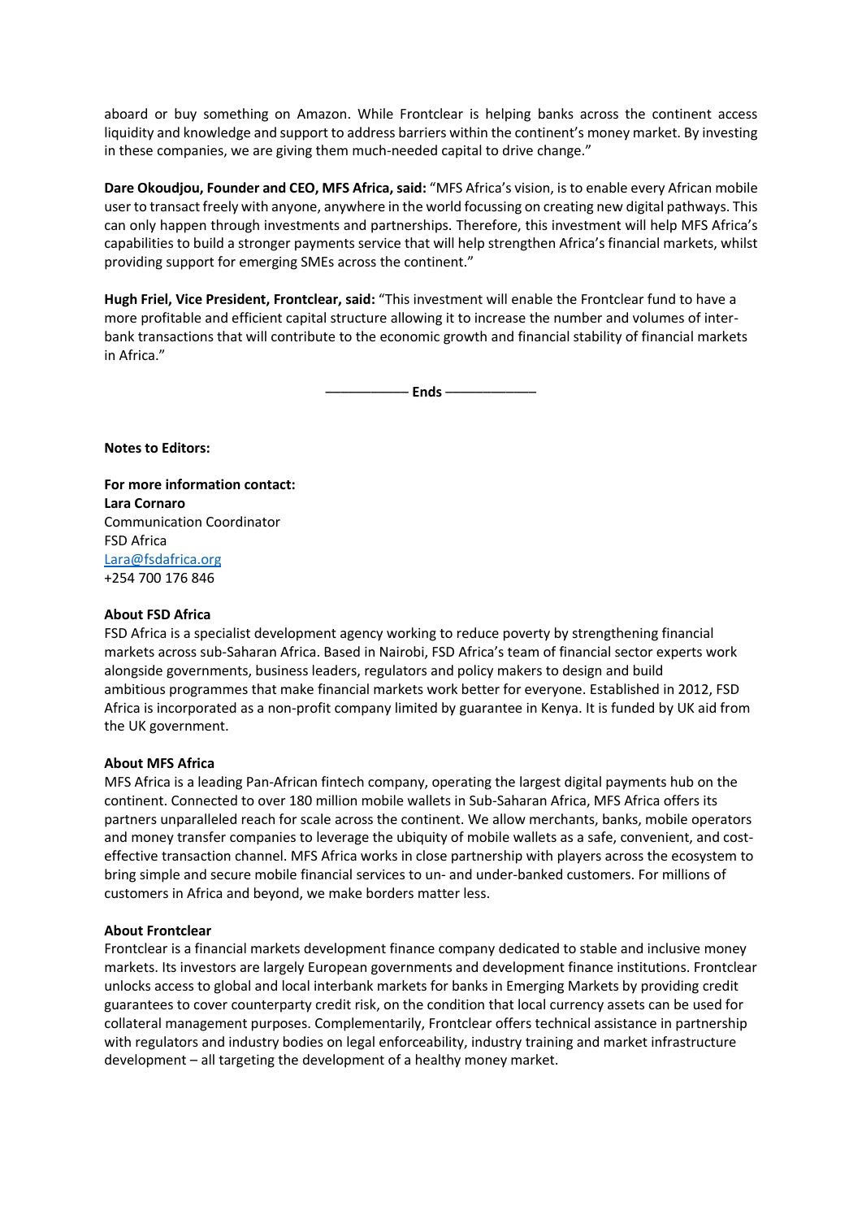aboard or buy something on Amazon. While Frontclear is helping banks across the continent access liquidity and knowledge and support to address barriers within the continent's money market. By investing in these companies, we are giving them much-needed capital to drive change."

**Dare Okoudjou, Founder and CEO, MFS Africa, said:** "MFS Africa's vision, is to enable every African mobile user to transact freely with anyone, anywhere in the world focussing on creating new digital pathways. This can only happen through investments and partnerships. Therefore, this investment will help MFS Africa's capabilities to build a stronger payments service that will help strengthen Africa's financial markets, whilst providing support for emerging SMEs across the continent."

**Hugh Friel, Vice President, Frontclear, said:** "This investment will enable the Frontclear fund to have a more profitable and efficient capital structure allowing it to increase the number and volumes of inter-bank transactions that will contribute to the economic growth and financial stability of financial markets in Africa."

—————— **Ends** ——————

**Notes to Editors:**

**For more information contact:**
**Lara Cornaro**
Communication Coordinator
FSD Africa
Lara@fsdafrica.org
+254 700 176 846

**About FSD Africa**

FSD Africa is a specialist development agency working to reduce poverty by strengthening financial markets across sub-Saharan Africa. Based in Nairobi, FSD Africa's team of financial sector experts work alongside governments, business leaders, regulators and policy makers to design and build ambitious programmes that make financial markets work better for everyone. Established in 2012, FSD Africa is incorporated as a non-profit company limited by guarantee in Kenya. It is funded by UK aid from the UK government.

**About MFS Africa**

MFS Africa is a leading Pan-African fintech company, operating the largest digital payments hub on the continent. Connected to over 180 million mobile wallets in Sub-Saharan Africa, MFS Africa offers its partners unparalleled reach for scale across the continent. We allow merchants, banks, mobile operators and money transfer companies to leverage the ubiquity of mobile wallets as a safe, convenient, and cost-effective transaction channel. MFS Africa works in close partnership with players across the ecosystem to bring simple and secure mobile financial services to un- and under-banked customers. For millions of customers in Africa and beyond, we make borders matter less.

**About Frontclear**

Frontclear is a financial markets development finance company dedicated to stable and inclusive money markets. Its investors are largely European governments and development finance institutions. Frontclear unlocks access to global and local interbank markets for banks in Emerging Markets by providing credit guarantees to cover counterparty credit risk, on the condition that local currency assets can be used for collateral management purposes. Complementarily, Frontclear offers technical assistance in partnership with regulators and industry bodies on legal enforceability, industry training and market infrastructure development – all targeting the development of a healthy money market.